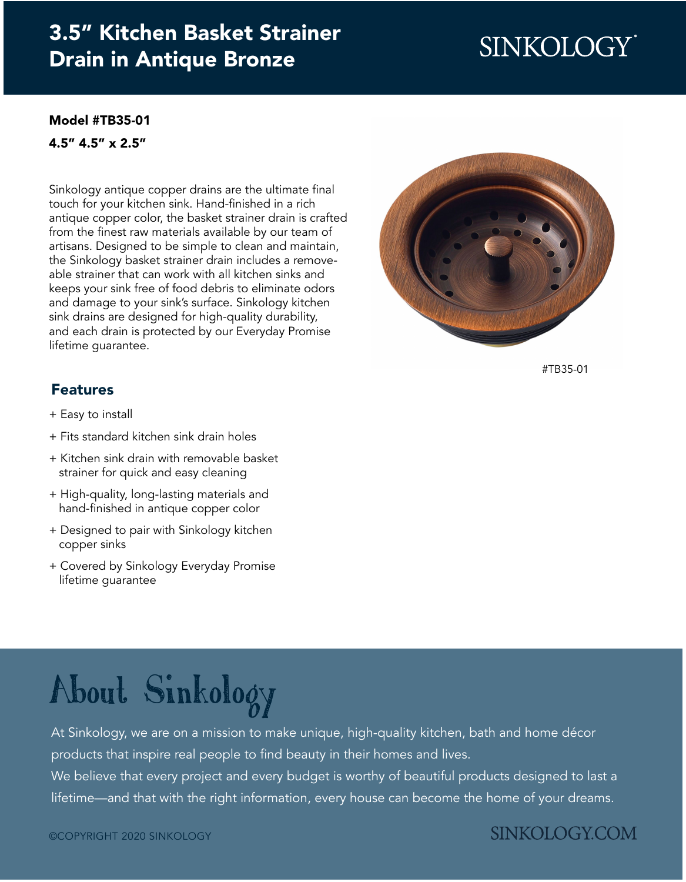# 3.5" Kitchen Basket Strainer Drain in Antique Bronze

SINKOLOGY

**Model #TB35-01**

**4.5" 4.5" x 2.5"**

Sinkology antique copper drains are the ultimate final touch for your kitchen sink. Hand-finished in a rich antique copper color, the basket strainer drain is crafted from the finest raw materials available by our team of artisans. Designed to be simple to clean and maintain, the Sinkology basket strainer drain includes a remove-able strainer that can work with all kitchen sinks and keeps your sink free of food debris to eliminate odors and damage to your sink's surface. Sinkology kitchen sink drains are designed for high-quality durability, and each drain is protected by our Everyday Promise lifetime guarantee.

#TB35-01

## Features

+ Easy to install
+ Fits standard kitchen sink drain holes
+ Kitchen sink drain with removable basket strainer for quick and easy cleaning
+ High-quality, long-lasting materials and hand-finished in antique copper color
+ Designed to pair with Sinkology kitchen copper sinks
+ Covered by Sinkology Everyday Promise lifetime guarantee

## About Sinkology

At Sinkology, we are on a mission to make unique, high-quality kitchen, bath and home décor products that inspire real people to find beauty in their homes and lives.

We believe that every project and every budget is worthy of beautiful products designed to last a lifetime—and that with the right information, every house can become the home of your dreams.

©COPYRIGHT 2020 SINKOLOGY

SINKOLOGY.COM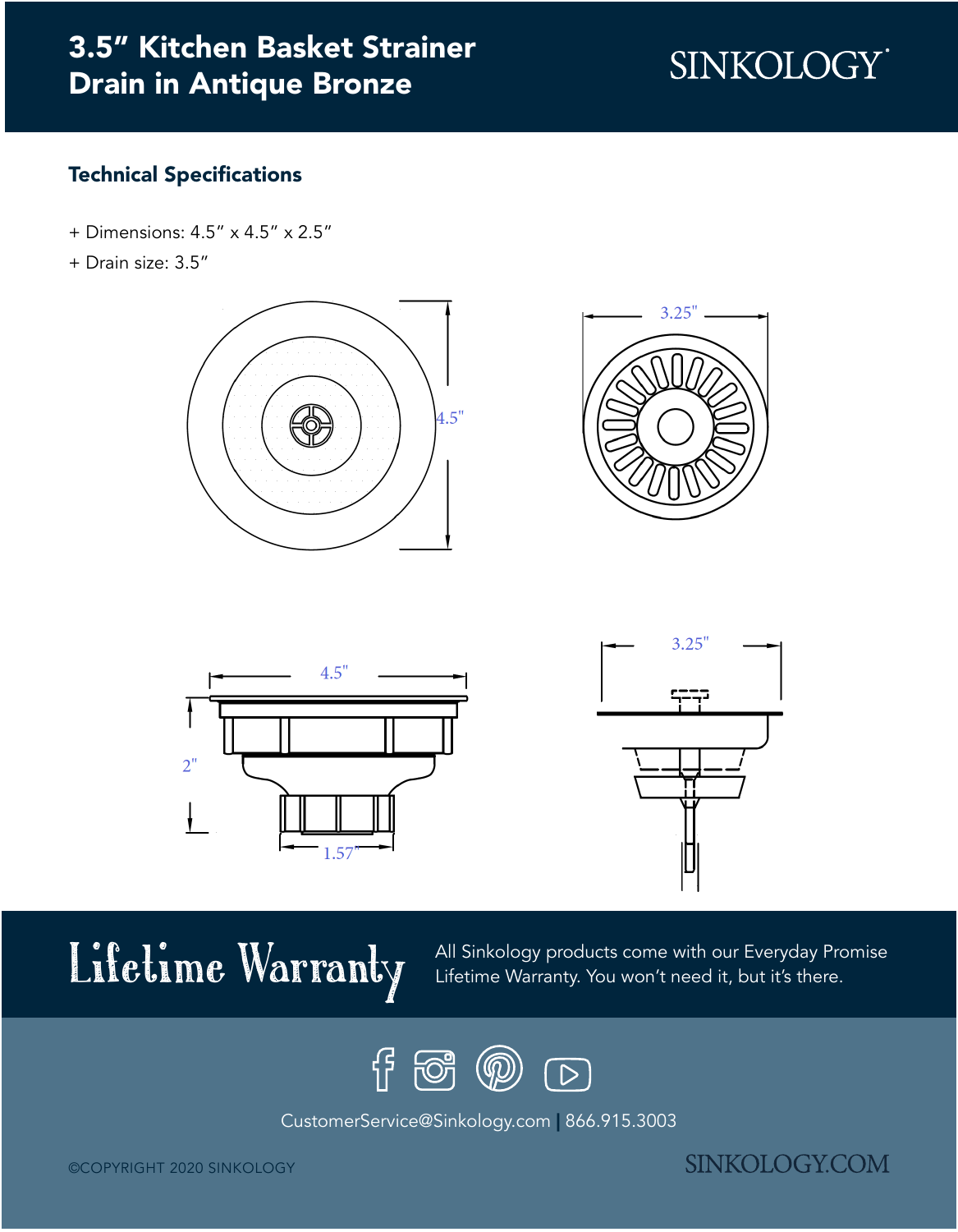# 3.5" Kitchen Basket Strainer Drain in Antique Bronze

SINKOLOGY

## Technical Specifications

+ Dimensions: 4.5" x 4.5" x 2.5"
+ Drain size: 3.5"

4.5"

3.25"

4.5"

2"

1.57"

3.25"

## Lifetime Warranty

All Sinkology products come with our Everyday Promise Lifetime Warranty. You won't need it, but it's there.

CustomerService@Sinkology.com | 866.915.3003

©COPYRIGHT 2020 SINKOLOGY

SINKOLOGY.COM